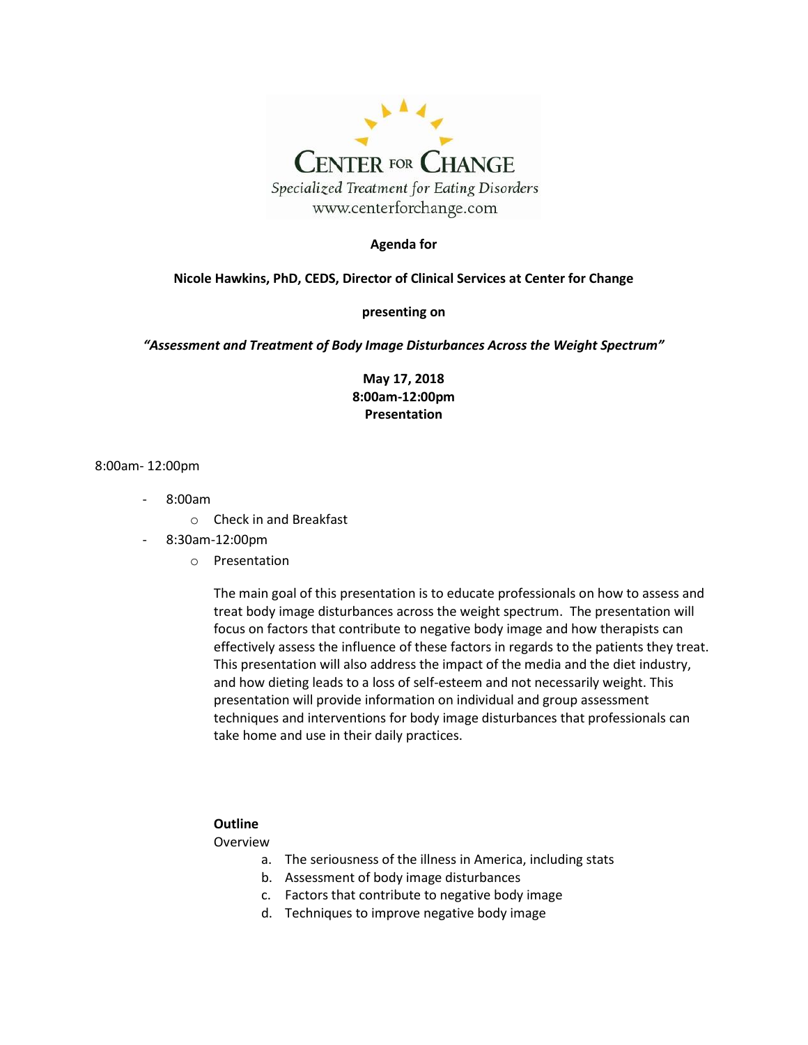CENTER FOR CHANGE

*Specialized Treatment for Eating Disorders*

www.centerforchange.com

**Agenda for**

**Nicole Hawkins, PhD, CEDS, Director of Clinical Services at Center for Change**

**presenting on**

***"Assessment and Treatment of Body Image Disturbances Across the Weight Spectrum"***

**May 17, 2018**
**8:00am-12:00pm**
**Presentation**

8:00am- 12:00pm

- 8:00am
  - Check in and Breakfast
- 8:30am-12:00pm
  - Presentation

    The main goal of this presentation is to educate professionals on how to assess and treat body image disturbances across the weight spectrum. The presentation will focus on factors that contribute to negative body image and how therapists can effectively assess the influence of these factors in regards to the patients they treat. This presentation will also address the impact of the media and the diet industry, and how dieting leads to a loss of self-esteem and not necessarily weight. This presentation will provide information on individual and group assessment techniques and interventions for body image disturbances that professionals can take home and use in their daily practices.

**Outline**

Overview

a. The seriousness of the illness in America, including stats
b. Assessment of body image disturbances
c. Factors that contribute to negative body image
d. Techniques to improve negative body image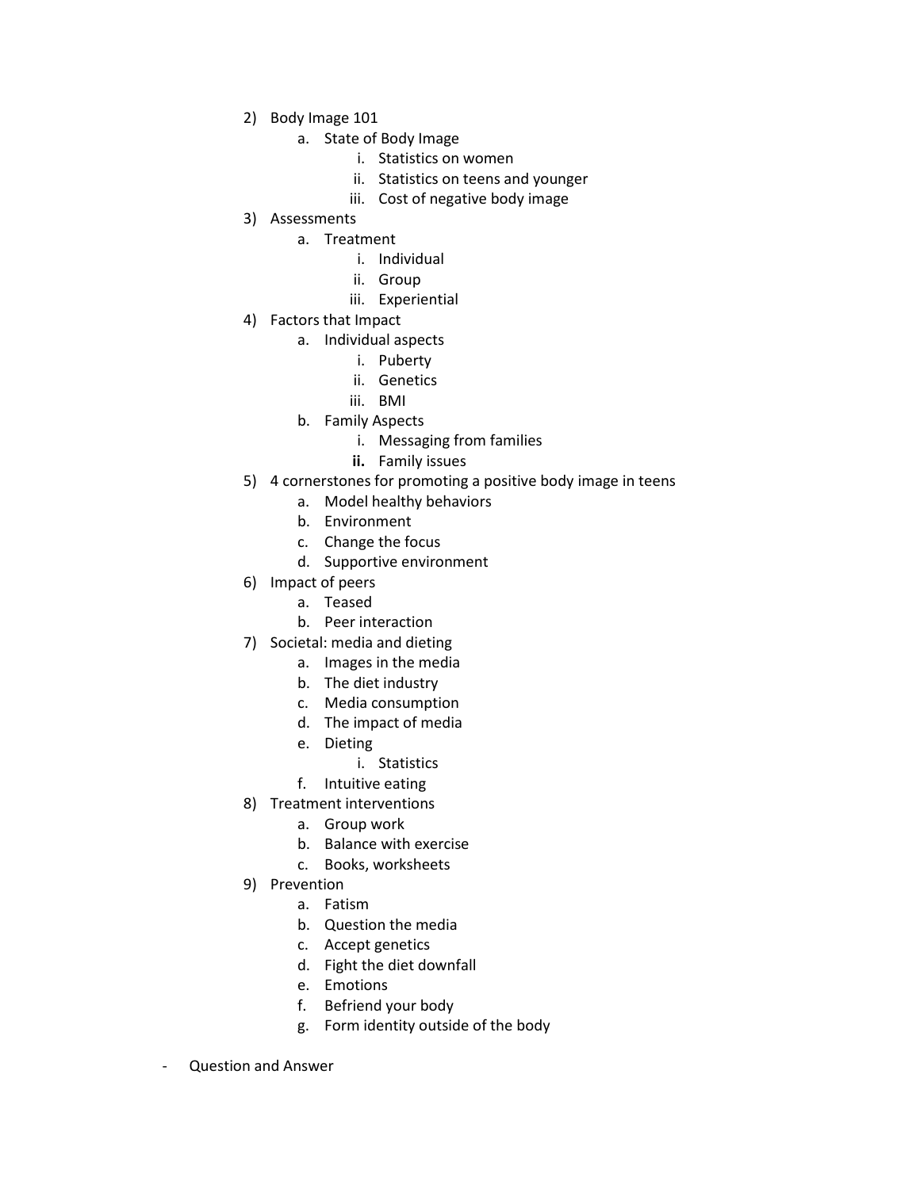2) Body Image 101
    a. State of Body Image
        i. Statistics on women
        ii. Statistics on teens and younger
        iii. Cost of negative body image
3) Assessments
    a. Treatment
        i. Individual
        ii. Group
        iii. Experiential
4) Factors that Impact
    a. Individual aspects
        i. Puberty
        ii. Genetics
        iii. BMI
    b. Family Aspects
        i. Messaging from families
        **ii.** Family issues
5) 4 cornerstones for promoting a positive body image in teens
    a. Model healthy behaviors
    b. Environment
    c. Change the focus
    d. Supportive environment
6) Impact of peers
    a. Teased
    b. Peer interaction
7) Societal: media and dieting
    a. Images in the media
    b. The diet industry
    c. Media consumption
    d. The impact of media
    e. Dieting
        i. Statistics
    f. Intuitive eating
8) Treatment interventions
    a. Group work
    b. Balance with exercise
    c. Books, worksheets
9) Prevention
    a. Fatism
    b. Question the media
    c. Accept genetics
    d. Fight the diet downfall
    e. Emotions
    f. Befriend your body
    g. Form identity outside of the body

- Question and Answer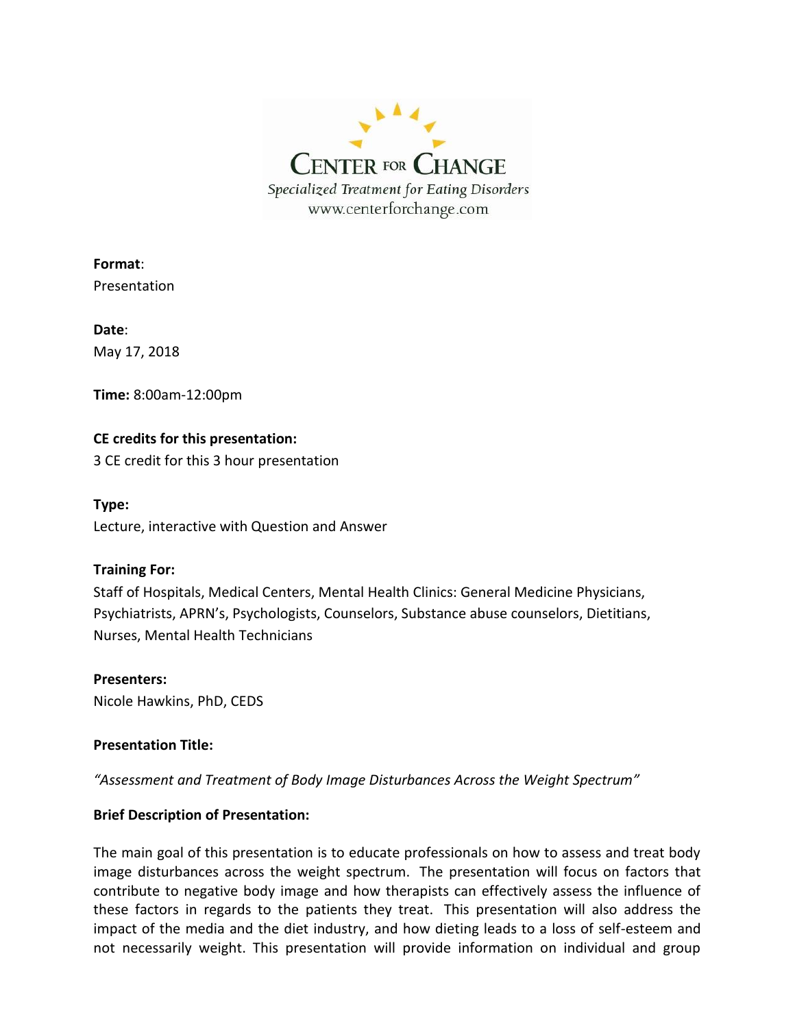# CENTER FOR CHANGE

*Specialized Treatment for Eating Disorders*

www.centerforchange.com

**Format**:
Presentation

**Date**:
May 17, 2018

**Time:** 8:00am-12:00pm

**CE credits for this presentation:**
3 CE credit for this 3 hour presentation

**Type:**
Lecture, interactive with Question and Answer

**Training For:**
Staff of Hospitals, Medical Centers, Mental Health Clinics: General Medicine Physicians, Psychiatrists, APRN's, Psychologists, Counselors, Substance abuse counselors, Dietitians, Nurses, Mental Health Technicians

**Presenters:**
Nicole Hawkins, PhD, CEDS

**Presentation Title:**

*"Assessment and Treatment of Body Image Disturbances Across the Weight Spectrum"*

**Brief Description of Presentation:**

The main goal of this presentation is to educate professionals on how to assess and treat body image disturbances across the weight spectrum. The presentation will focus on factors that contribute to negative body image and how therapists can effectively assess the influence of these factors in regards to the patients they treat. This presentation will also address the impact of the media and the diet industry, and how dieting leads to a loss of self-esteem and not necessarily weight. This presentation will provide information on individual and group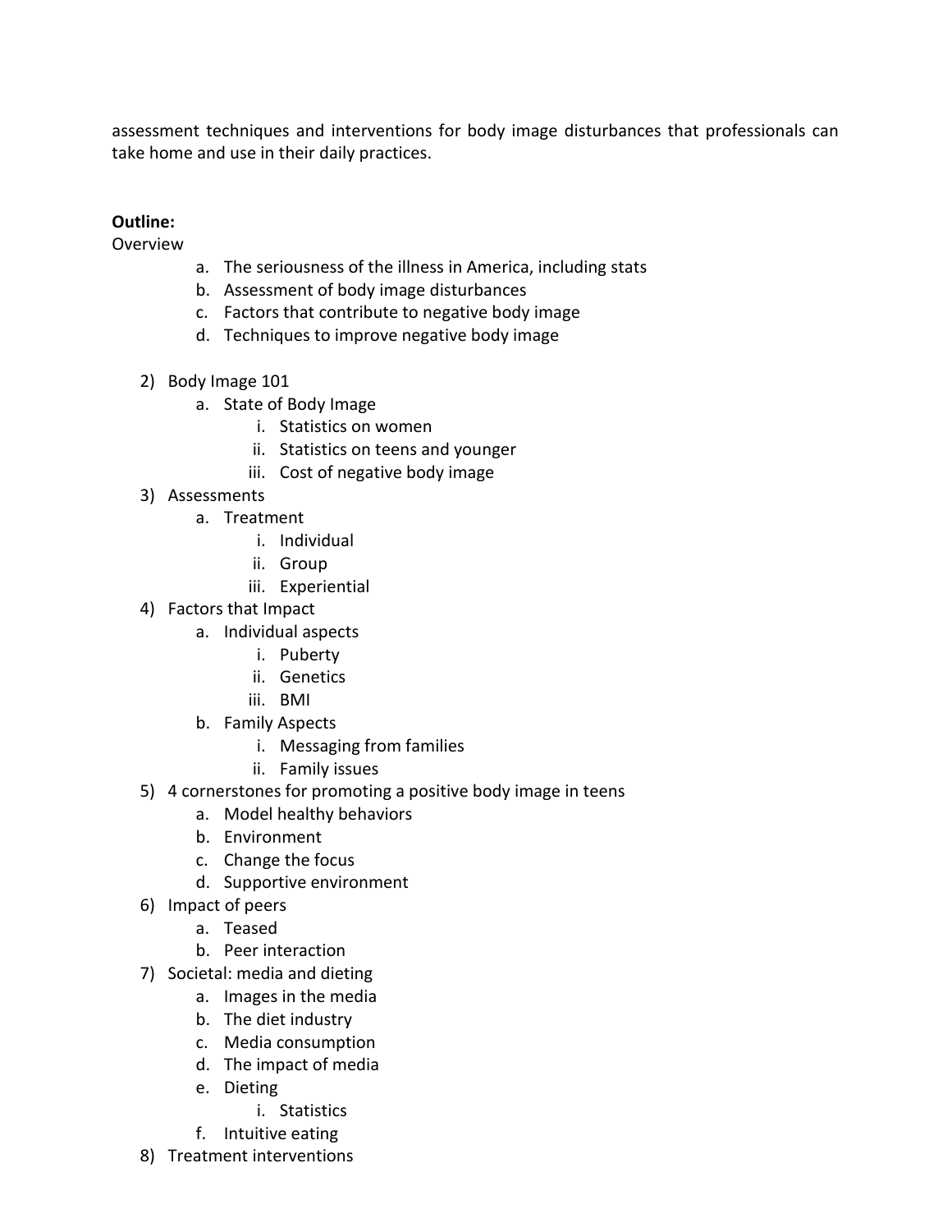assessment techniques and interventions for body image disturbances that professionals can take home and use in their daily practices.

**Outline:**

Overview

- a. The seriousness of the illness in America, including stats
- b. Assessment of body image disturbances
- c. Factors that contribute to negative body image
- d. Techniques to improve negative body image

2) Body Image 101
    - a. State of Body Image
        - i. Statistics on women
        - ii. Statistics on teens and younger
        - iii. Cost of negative body image
3) Assessments
    - a. Treatment
        - i. Individual
        - ii. Group
        - iii. Experiential
4) Factors that Impact
    - a. Individual aspects
        - i. Puberty
        - ii. Genetics
        - iii. BMI
    - b. Family Aspects
        - i. Messaging from families
        - ii. Family issues
5) 4 cornerstones for promoting a positive body image in teens
    - a. Model healthy behaviors
    - b. Environment
    - c. Change the focus
    - d. Supportive environment
6) Impact of peers
    - a. Teased
    - b. Peer interaction
7) Societal: media and dieting
    - a. Images in the media
    - b. The diet industry
    - c. Media consumption
    - d. The impact of media
    - e. Dieting
        - i. Statistics
    - f. Intuitive eating
8) Treatment interventions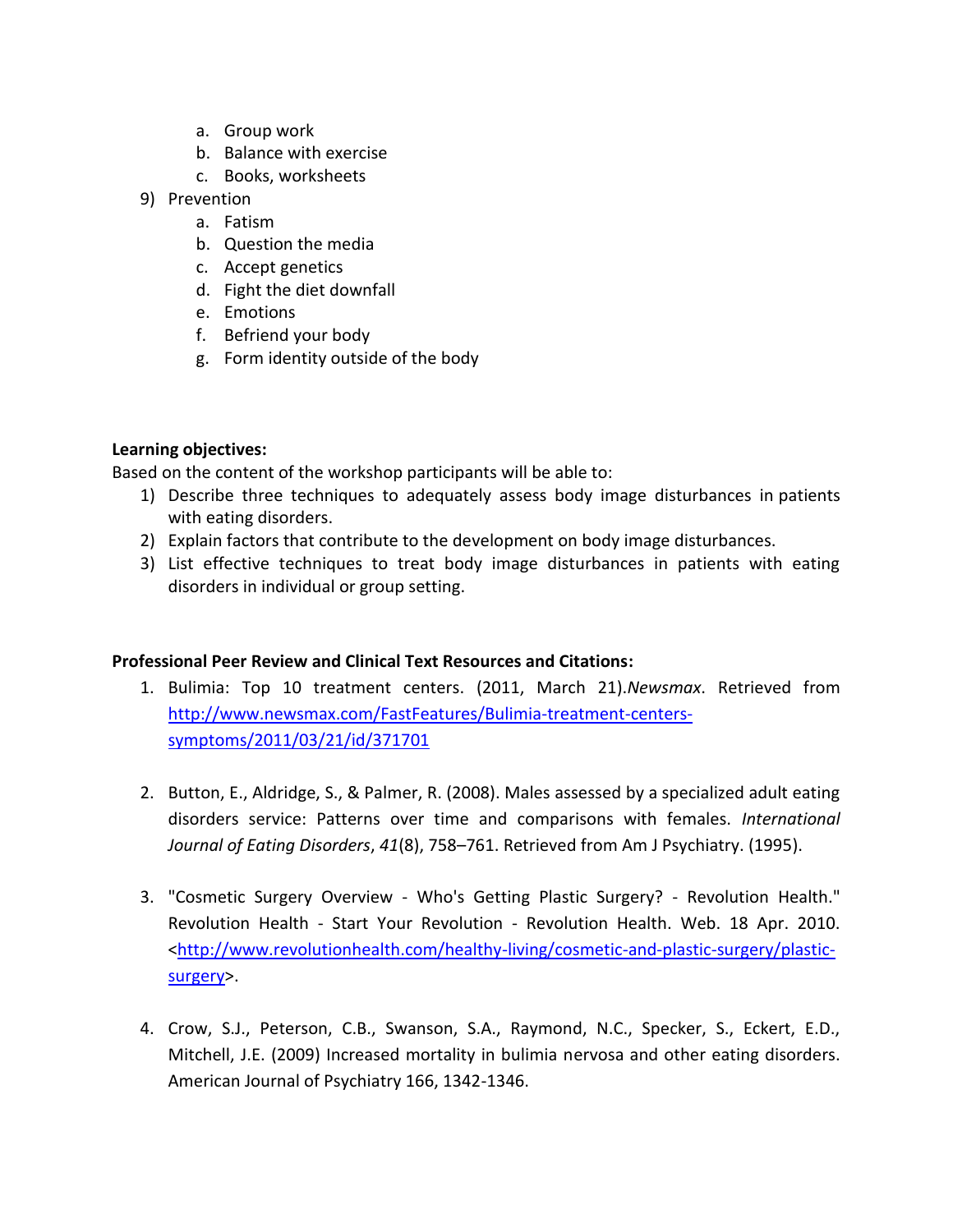a. Group work
   b. Balance with exercise
   c. Books, worksheets
9) Prevention
   a. Fatism
   b. Question the media
   c. Accept genetics
   d. Fight the diet downfall
   e. Emotions
   f. Befriend your body
   g. Form identity outside of the body

**Learning objectives:**

Based on the content of the workshop participants will be able to:

1) Describe three techniques to adequately assess body image disturbances in patients with eating disorders.
2) Explain factors that contribute to the development on body image disturbances.
3) List effective techniques to treat body image disturbances in patients with eating disorders in individual or group setting.

**Professional Peer Review and Clinical Text Resources and Citations:**

1. Bulimia: Top 10 treatment centers. (2011, March 21).*Newsmax*. Retrieved from http://www.newsmax.com/FastFeatures/Bulimia-treatment-centers-symptoms/2011/03/21/id/371701

2. Button, E., Aldridge, S., & Palmer, R. (2008). Males assessed by a specialized adult eating disorders service: Patterns over time and comparisons with females. *International Journal of Eating Disorders*, *41*(8), 758–761. Retrieved from Am J Psychiatry. (1995).

3. "Cosmetic Surgery Overview - Who's Getting Plastic Surgery? - Revolution Health." Revolution Health - Start Your Revolution - Revolution Health. Web. 18 Apr. 2010. <http://www.revolutionhealth.com/healthy-living/cosmetic-and-plastic-surgery/plastic-surgery>.

4. Crow, S.J., Peterson, C.B., Swanson, S.A., Raymond, N.C., Specker, S., Eckert, E.D., Mitchell, J.E. (2009) Increased mortality in bulimia nervosa and other eating disorders. American Journal of Psychiatry 166, 1342-1346.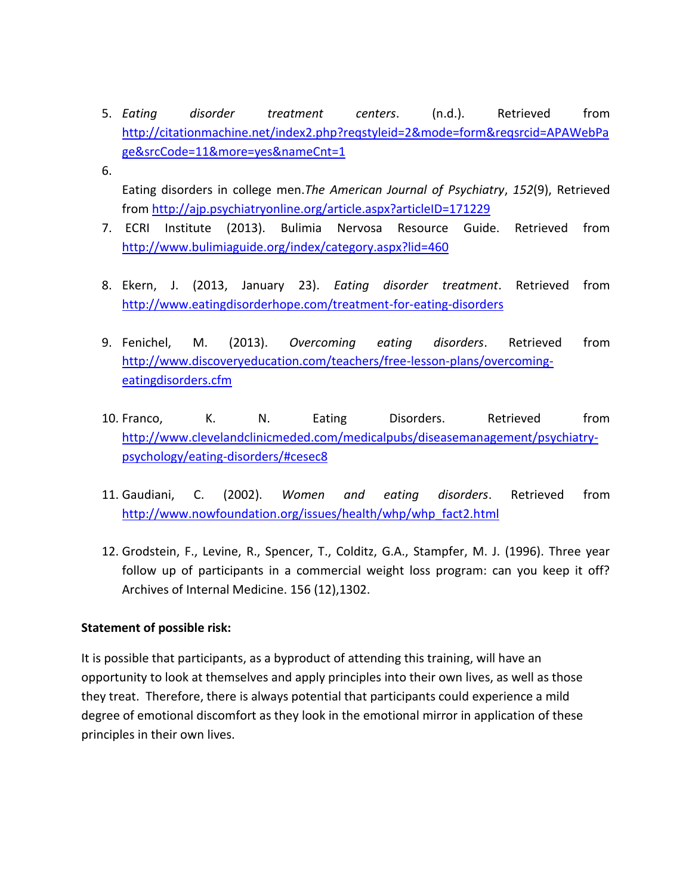5. *Eating disorder treatment centers*. (n.d.). Retrieved from http://citationmachine.net/index2.php?reqstyleid=2&mode=form&reqsrcid=APAWebPage&srcCode=11&more=yes&nameCnt=1
6. Eating disorders in college men.*The American Journal of Psychiatry*, *152*(9), Retrieved from http://ajp.psychiatryonline.org/article.aspx?articleID=171229
7. ECRI Institute (2013). Bulimia Nervosa Resource Guide. Retrieved from http://www.bulimiaguide.org/index/category.aspx?lid=460
8. Ekern, J. (2013, January 23). *Eating disorder treatment*. Retrieved from http://www.eatingdisorderhope.com/treatment-for-eating-disorders
9. Fenichel, M. (2013). *Overcoming eating disorders*. Retrieved from http://www.discoveryeducation.com/teachers/free-lesson-plans/overcoming-eatingdisorders.cfm
10. Franco, K. N. Eating Disorders. Retrieved from http://www.clevelandclinicmeded.com/medicalpubs/diseasemanagement/psychiatry-psychology/eating-disorders/#cesec8
11. Gaudiani, C. (2002). *Women and eating disorders*. Retrieved from http://www.nowfoundation.org/issues/health/whp/whp_fact2.html
12. Grodstein, F., Levine, R., Spencer, T., Colditz, G.A., Stampfer, M. J. (1996). Three year follow up of participants in a commercial weight loss program: can you keep it off? Archives of Internal Medicine. 156 (12),1302.

**Statement of possible risk:**

It is possible that participants, as a byproduct of attending this training, will have an opportunity to look at themselves and apply principles into their own lives, as well as those they treat. Therefore, there is always potential that participants could experience a mild degree of emotional discomfort as they look in the emotional mirror in application of these principles in their own lives.